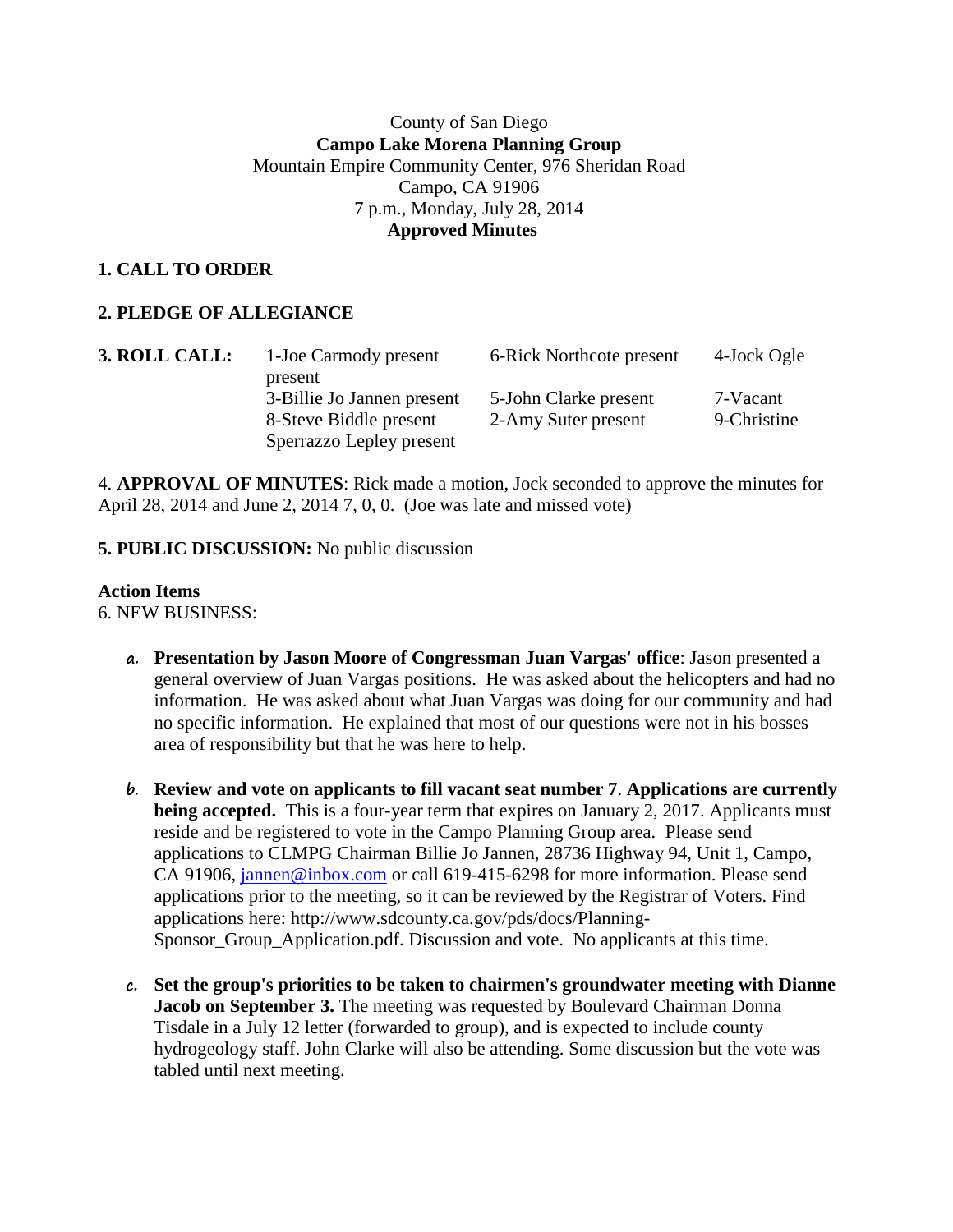County of San Diego

**Campo Lake Morena Planning Group**

Mountain Empire Community Center, 976 Sheridan Road

Campo, CA 91906

7 p.m., Monday, July 28, 2014

**Approved Minutes**

## 1. CALL TO ORDER

## 2. PLEDGE OF ALLEGIANCE

**3. ROLL CALL:**

| | | |
|---|---|---|
| 1-Joe Carmody present | 6-Rick Northcote present | 4-Jock Ogle present |
| 3-Billie Jo Jannen present | 5-John Clarke present | 7-Vacant |
| 8-Steve Biddle present | 2-Amy Suter present | 9-Christine Sperrazzo Lepley present |

4. **APPROVAL OF MINUTES**: Rick made a motion, Jock seconded to approve the minutes for April 28, 2014 and June 2, 2014 7, 0, 0. (Joe was late and missed vote)

**5. PUBLIC DISCUSSION:** No public discussion

**Action Items**

6. NEW BUSINESS:

a. **Presentation by Jason Moore of Congressman Juan Vargas' office**: Jason presented a general overview of Juan Vargas positions. He was asked about the helicopters and had no information. He was asked about what Juan Vargas was doing for our community and had no specific information. He explained that most of our questions were not in his bosses area of responsibility but that he was here to help.

b. **Review and vote on applicants to fill vacant seat number 7**. **Applications are currently being accepted.** This is a four-year term that expires on January 2, 2017. Applicants must reside and be registered to vote in the Campo Planning Group area. Please send applications to CLMPG Chairman Billie Jo Jannen, 28736 Highway 94, Unit 1, Campo, CA 91906, jannen@inbox.com or call 619-415-6298 for more information. Please send applications prior to the meeting, so it can be reviewed by the Registrar of Voters. Find applications here: http://www.sdcounty.ca.gov/pds/docs/Planning-Sponsor_Group_Application.pdf. Discussion and vote. No applicants at this time.

c. **Set the group's priorities to be taken to chairmen's groundwater meeting with Dianne Jacob on September 3.** The meeting was requested by Boulevard Chairman Donna Tisdale in a July 12 letter (forwarded to group), and is expected to include county hydrogeology staff. John Clarke will also be attending. Some discussion but the vote was tabled until next meeting.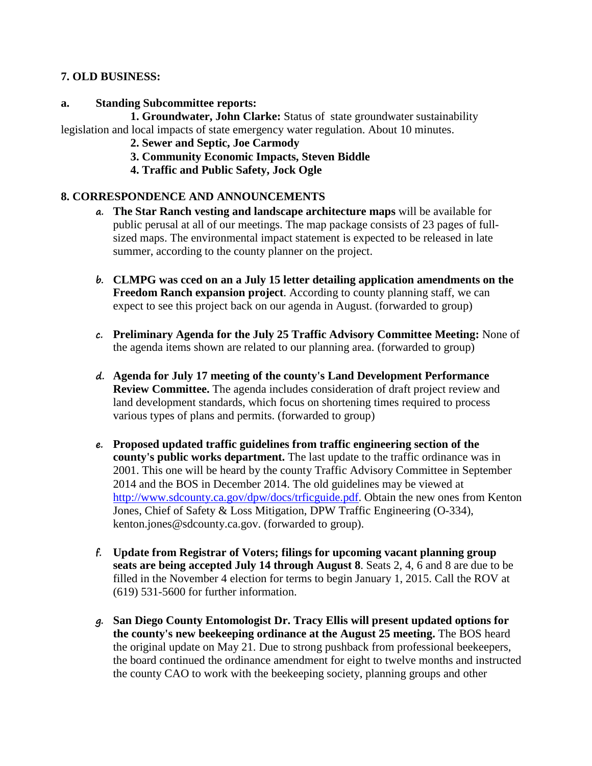## 7. OLD BUSINESS:

**a. Standing Subcommittee reports:**

**1. Groundwater, John Clarke:** Status of state groundwater sustainability legislation and local impacts of state emergency water regulation. About 10 minutes.

**2. Sewer and Septic, Joe Carmody**

**3. Community Economic Impacts, Steven Biddle**

**4. Traffic and Public Safety, Jock Ogle**

## 8. CORRESPONDENCE AND ANNOUNCEMENTS

a. **The Star Ranch vesting and landscape architecture maps** will be available for public perusal at all of our meetings. The map package consists of 23 pages of full-sized maps. The environmental impact statement is expected to be released in late summer, according to the county planner on the project.

b. **CLMPG was cced on an a July 15 letter detailing application amendments on the Freedom Ranch expansion project**. According to county planning staff, we can expect to see this project back on our agenda in August. (forwarded to group)

c. **Preliminary Agenda for the July 25 Traffic Advisory Committee Meeting:** None of the agenda items shown are related to our planning area. (forwarded to group)

d. **Agenda for July 17 meeting of the county's Land Development Performance Review Committee.** The agenda includes consideration of draft project review and land development standards, which focus on shortening times required to process various types of plans and permits. (forwarded to group)

e. **Proposed updated traffic guidelines from traffic engineering section of the county's public works department.** The last update to the traffic ordinance was in 2001. This one will be heard by the county Traffic Advisory Committee in September 2014 and the BOS in December 2014. The old guidelines may be viewed at http://www.sdcounty.ca.gov/dpw/docs/trficguide.pdf. Obtain the new ones from Kenton Jones, Chief of Safety & Loss Mitigation, DPW Traffic Engineering (O-334), kenton.jones@sdcounty.ca.gov. (forwarded to group).

f. **Update from Registrar of Voters; filings for upcoming vacant planning group seats are being accepted July 14 through August 8**. Seats 2, 4, 6 and 8 are due to be filled in the November 4 election for terms to begin January 1, 2015. Call the ROV at (619) 531-5600 for further information.

g. **San Diego County Entomologist Dr. Tracy Ellis will present updated options for the county's new beekeeping ordinance at the August 25 meeting.** The BOS heard the original update on May 21. Due to strong pushback from professional beekeepers, the board continued the ordinance amendment for eight to twelve months and instructed the county CAO to work with the beekeeping society, planning groups and other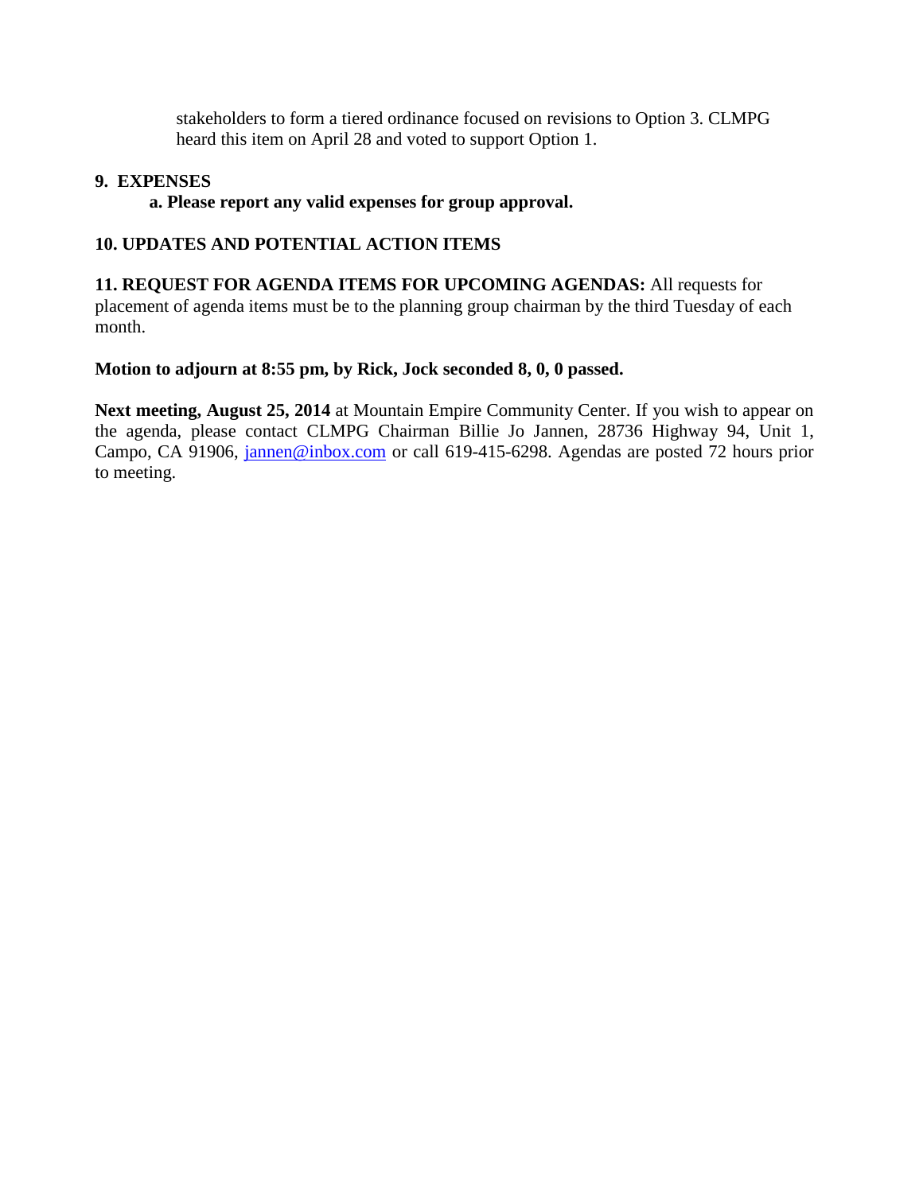stakeholders to form a tiered ordinance focused on revisions to Option 3. CLMPG heard this item on April 28 and voted to support Option 1.

**9. EXPENSES**

**a. Please report any valid expenses for group approval.**

**10. UPDATES AND POTENTIAL ACTION ITEMS**

**11. REQUEST FOR AGENDA ITEMS FOR UPCOMING AGENDAS:** All requests for placement of agenda items must be to the planning group chairman by the third Tuesday of each month.

**Motion to adjourn at 8:55 pm, by Rick, Jock seconded 8, 0, 0 passed.**

**Next meeting, August 25, 2014** at Mountain Empire Community Center. If you wish to appear on the agenda, please contact CLMPG Chairman Billie Jo Jannen, 28736 Highway 94, Unit 1, Campo, CA 91906, jannen@inbox.com or call 619-415-6298. Agendas are posted 72 hours prior to meeting.